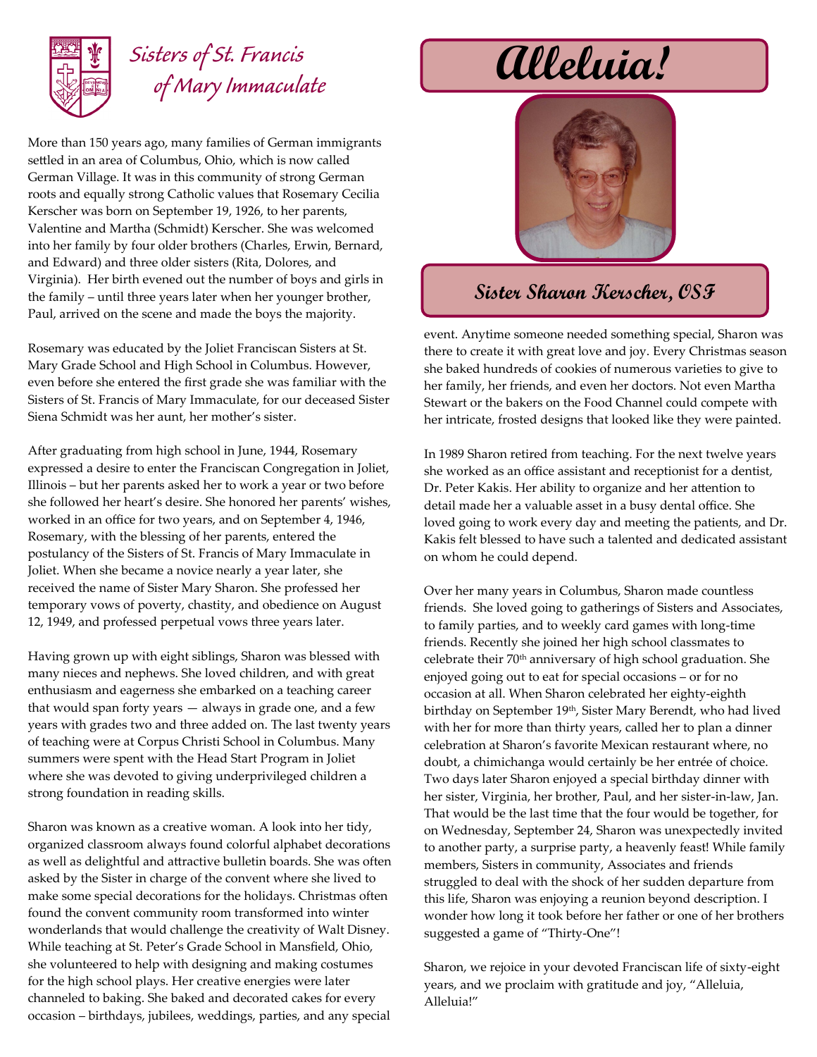# Sisters of St. Francis of Mary Immaculate

# Alleluia!

## Sister Sharon Kerscher, OSF

More than 150 years ago, many families of German immigrants settled in an area of Columbus, Ohio, which is now called German Village. It was in this community of strong German roots and equally strong Catholic values that Rosemary Cecilia Kerscher was born on September 19, 1926, to her parents, Valentine and Martha (Schmidt) Kerscher. She was welcomed into her family by four older brothers (Charles, Erwin, Bernard, and Edward) and three older sisters (Rita, Dolores, and Virginia). Her birth evened out the number of boys and girls in the family – until three years later when her younger brother, Paul, arrived on the scene and made the boys the majority.

Rosemary was educated by the Joliet Franciscan Sisters at St. Mary Grade School and High School in Columbus. However, even before she entered the first grade she was familiar with the Sisters of St. Francis of Mary Immaculate, for our deceased Sister Siena Schmidt was her aunt, her mother's sister.

After graduating from high school in June, 1944, Rosemary expressed a desire to enter the Franciscan Congregation in Joliet, Illinois – but her parents asked her to work a year or two before she followed her heart's desire. She honored her parents' wishes, worked in an office for two years, and on September 4, 1946, Rosemary, with the blessing of her parents, entered the postulancy of the Sisters of St. Francis of Mary Immaculate in Joliet. When she became a novice nearly a year later, she received the name of Sister Mary Sharon. She professed her temporary vows of poverty, chastity, and obedience on August 12, 1949, and professed perpetual vows three years later.

Having grown up with eight siblings, Sharon was blessed with many nieces and nephews. She loved children, and with great enthusiasm and eagerness she embarked on a teaching career that would span forty years — always in grade one, and a few years with grades two and three added on. The last twenty years of teaching were at Corpus Christi School in Columbus. Many summers were spent with the Head Start Program in Joliet where she was devoted to giving underprivileged children a strong foundation in reading skills.

Sharon was known as a creative woman. A look into her tidy, organized classroom always found colorful alphabet decorations as well as delightful and attractive bulletin boards. She was often asked by the Sister in charge of the convent where she lived to make some special decorations for the holidays. Christmas often found the convent community room transformed into winter wonderlands that would challenge the creativity of Walt Disney. While teaching at St. Peter's Grade School in Mansfield, Ohio, she volunteered to help with designing and making costumes for the high school plays. Her creative energies were later channeled to baking. She baked and decorated cakes for every occasion – birthdays, jubilees, weddings, parties, and any special event. Anytime someone needed something special, Sharon was there to create it with great love and joy. Every Christmas season she baked hundreds of cookies of numerous varieties to give to her family, her friends, and even her doctors. Not even Martha Stewart or the bakers on the Food Channel could compete with her intricate, frosted designs that looked like they were painted.

In 1989 Sharon retired from teaching. For the next twelve years she worked as an office assistant and receptionist for a dentist, Dr. Peter Kakis. Her ability to organize and her attention to detail made her a valuable asset in a busy dental office. She loved going to work every day and meeting the patients, and Dr. Kakis felt blessed to have such a talented and dedicated assistant on whom he could depend.

Over her many years in Columbus, Sharon made countless friends. She loved going to gatherings of Sisters and Associates, to family parties, and to weekly card games with long-time friends. Recently she joined her high school classmates to celebrate their 70th anniversary of high school graduation. She enjoyed going out to eat for special occasions – or for no occasion at all. When Sharon celebrated her eighty-eighth birthday on September 19th, Sister Mary Berendt, who had lived with her for more than thirty years, called her to plan a dinner celebration at Sharon's favorite Mexican restaurant where, no doubt, a chimichanga would certainly be her entrée of choice. Two days later Sharon enjoyed a special birthday dinner with her sister, Virginia, her brother, Paul, and her sister-in-law, Jan. That would be the last time that the four would be together, for on Wednesday, September 24, Sharon was unexpectedly invited to another party, a surprise party, a heavenly feast! While family members, Sisters in community, Associates and friends struggled to deal with the shock of her sudden departure from this life, Sharon was enjoying a reunion beyond description. I wonder how long it took before her father or one of her brothers suggested a game of "Thirty-One"!

Sharon, we rejoice in your devoted Franciscan life of sixty-eight years, and we proclaim with gratitude and joy, "Alleluia, Alleluia!"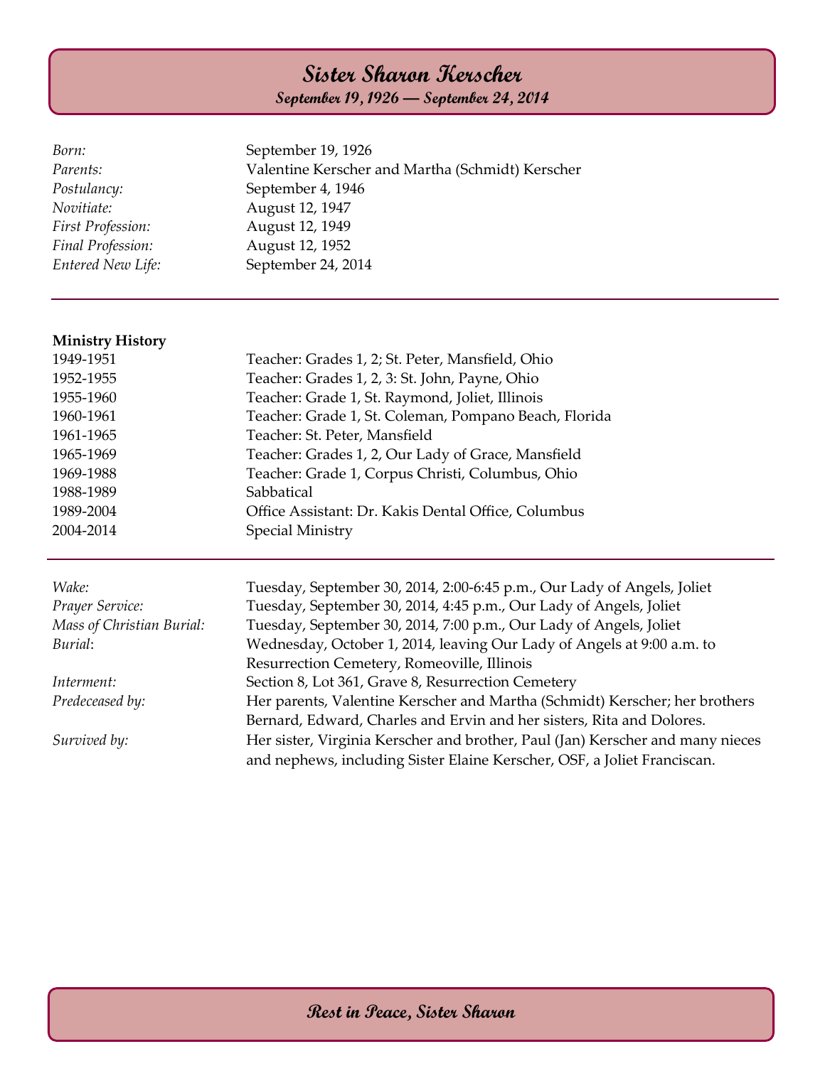# Sister Sharon Kerscher

**September 19, 1926 — September 24, 2014**

| | |
|---|---|
| *Born:* | September 19, 1926 |
| *Parents:* | Valentine Kerscher and Martha (Schmidt) Kerscher |
| *Postulancy:* | September 4, 1946 |
| *Novitiate:* | August 12, 1947 |
| *First Profession:* | August 12, 1949 |
| *Final Profession:* | August 12, 1952 |
| *Entered New Life:* | September 24, 2014 |

**Ministry History**

| | |
|---|---|
| 1949-1951 | Teacher: Grades 1, 2; St. Peter, Mansfield, Ohio |
| 1952-1955 | Teacher: Grades 1, 2, 3: St. John, Payne, Ohio |
| 1955-1960 | Teacher: Grade 1, St. Raymond, Joliet, Illinois |
| 1960-1961 | Teacher: Grade 1, St. Coleman, Pompano Beach, Florida |
| 1961-1965 | Teacher: St. Peter, Mansfield |
| 1965-1969 | Teacher: Grades 1, 2, Our Lady of Grace, Mansfield |
| 1969-1988 | Teacher: Grade 1, Corpus Christi, Columbus, Ohio |
| 1988-1989 | Sabbatical |
| 1989-2004 | Office Assistant: Dr. Kakis Dental Office, Columbus |
| 2004-2014 | Special Ministry |

| | |
|---|---|
| *Wake:* | Tuesday, September 30, 2014, 2:00-6:45 p.m., Our Lady of Angels, Joliet |
| *Prayer Service:* | Tuesday, September 30, 2014, 4:45 p.m., Our Lady of Angels, Joliet |
| *Mass of Christian Burial:* | Tuesday, September 30, 2014, 7:00 p.m., Our Lady of Angels, Joliet |
| *Burial:* | Wednesday, October 1, 2014, leaving Our Lady of Angels at 9:00 a.m. to Resurrection Cemetery, Romeoville, Illinois |
| *Interment:* | Section 8, Lot 361, Grave 8, Resurrection Cemetery |
| *Predeceased by:* | Her parents, Valentine Kerscher and Martha (Schmidt) Kerscher; her brothers Bernard, Edward, Charles and Ervin and her sisters, Rita and Dolores. |
| *Survived by:* | Her sister, Virginia Kerscher and brother, Paul (Jan) Kerscher and many nieces and nephews, including Sister Elaine Kerscher, OSF, a Joliet Franciscan. |

**Rest in Peace, Sister Sharon**